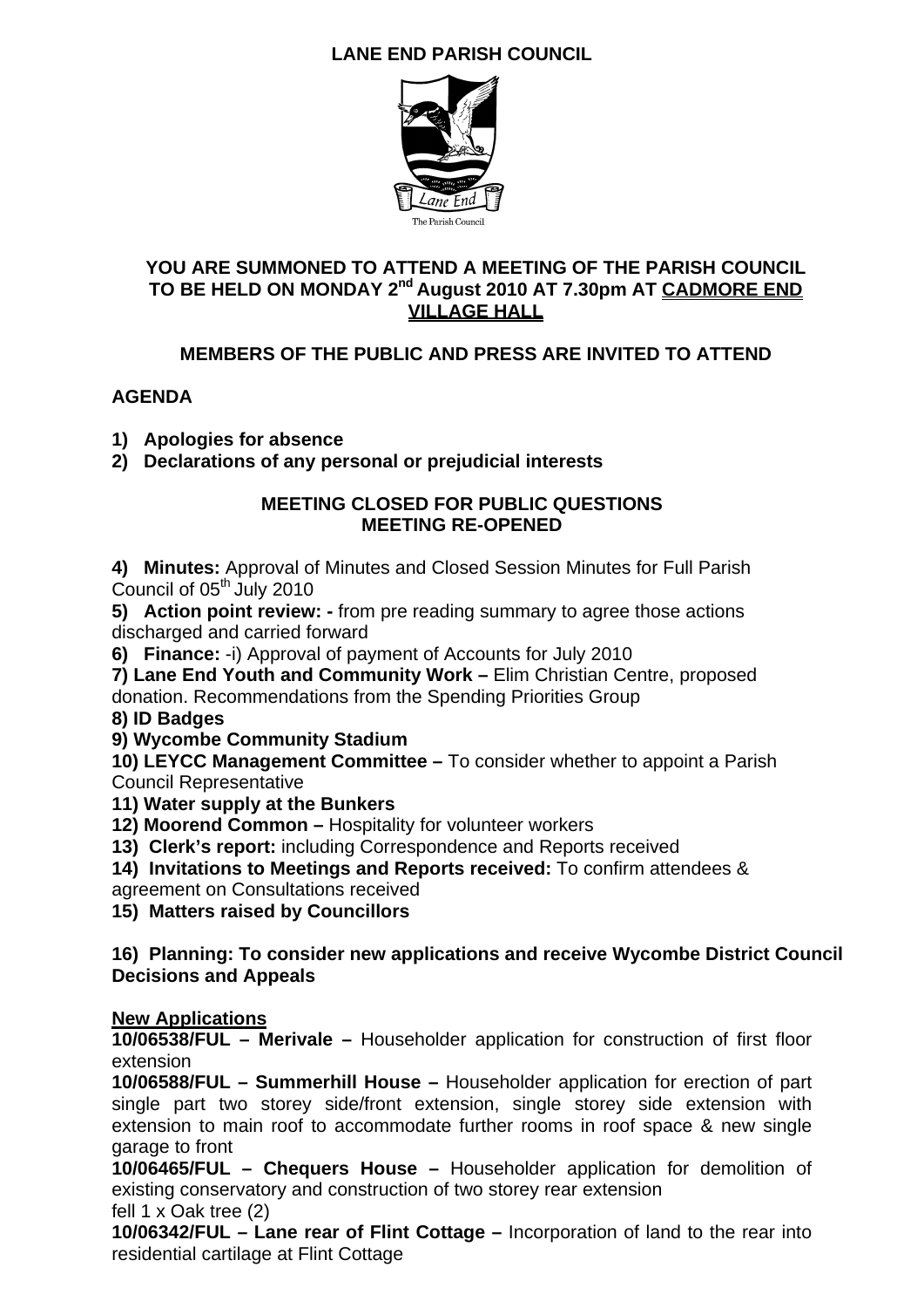# LANE END PARISH COUNCIL

The Parish Council

**YOU ARE SUMMONED TO ATTEND A MEETING OF THE PARISH COUNCIL TO BE HELD ON MONDAY 2nd August 2010 AT 7.30pm AT CADMORE END VILLAGE HALL**

**MEMBERS OF THE PUBLIC AND PRESS ARE INVITED TO ATTEND**

**AGENDA**

1) **Apologies for absence**
2) **Declarations of any personal or prejudicial interests**

**MEETING CLOSED FOR PUBLIC QUESTIONS**
**MEETING RE-OPENED**

4) **Minutes:** Approval of Minutes and Closed Session Minutes for Full Parish Council of 05th July 2010

5) **Action point review: -** from pre reading summary to agree those actions discharged and carried forward

6) **Finance:** -i) Approval of payment of Accounts for July 2010

7) **Lane End Youth and Community Work –** Elim Christian Centre, proposed donation. Recommendations from the Spending Priorities Group

8) **ID Badges**

9) **Wycombe Community Stadium**

10) **LEYCC Management Committee –** To consider whether to appoint a Parish Council Representative

11) **Water supply at the Bunkers**

12) **Moorend Common –** Hospitality for volunteer workers

13) **Clerk's report:** including Correspondence and Reports received

14) **Invitations to Meetings and Reports received:** To confirm attendees & agreement on Consultations received

15) **Matters raised by Councillors**

16) **Planning: To consider new applications and receive Wycombe District Council Decisions and Appeals**

**New Applications**

**10/06538/FUL – Merivale –** Householder application for construction of first floor extension

**10/06588/FUL – Summerhill House –** Householder application for erection of part single part two storey side/front extension, single storey side extension with extension to main roof to accommodate further rooms in roof space & new single garage to front

**10/06465/FUL – Chequers House –** Householder application for demolition of existing conservatory and construction of two storey rear extension
fell 1 x Oak tree (2)

**10/06342/FUL – Lane rear of Flint Cottage –** Incorporation of land to the rear into residential cartilage at Flint Cottage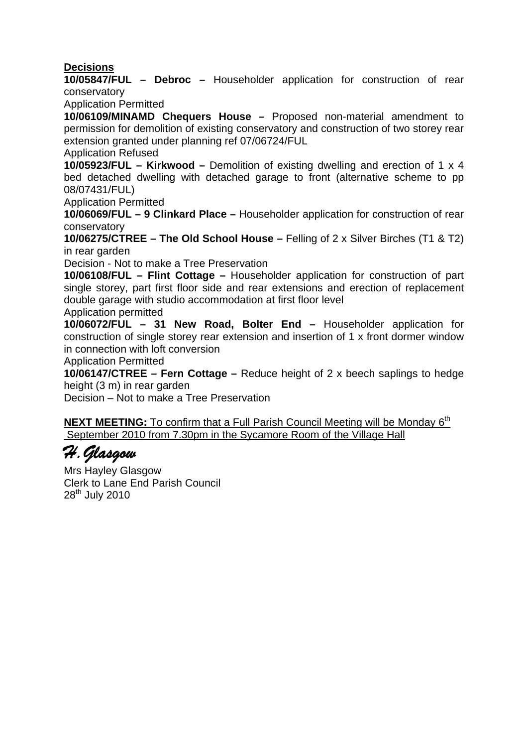**Decisions**

**10/05847/FUL – Debroc –** Householder application for construction of rear conservatory
Application Permitted

**10/06109/MINAMD Chequers House –** Proposed non-material amendment to permission for demolition of existing conservatory and construction of two storey rear extension granted under planning ref 07/06724/FUL
Application Refused

**10/05923/FUL – Kirkwood –** Demolition of existing dwelling and erection of 1 x 4 bed detached dwelling with detached garage to front (alternative scheme to pp 08/07431/FUL)
Application Permitted

**10/06069/FUL – 9 Clinkard Place –** Householder application for construction of rear conservatory

**10/06275/CTREE – The Old School House –** Felling of 2 x Silver Birches (T1 & T2) in rear garden
Decision - Not to make a Tree Preservation

**10/06108/FUL – Flint Cottage –** Householder application for construction of part single storey, part first floor side and rear extensions and erection of replacement double garage with studio accommodation at first floor level
Application permitted

**10/06072/FUL – 31 New Road, Bolter End –** Householder application for construction of single storey rear extension and insertion of 1 x front dormer window in connection with loft conversion
Application Permitted

**10/06147/CTREE – Fern Cottage –** Reduce height of 2 x beech saplings to hedge height (3 m) in rear garden
Decision – Not to make a Tree Preservation

**NEXT MEETING:** To confirm that a Full Parish Council Meeting will be Monday 6th September 2010 from 7.30pm in the Sycamore Room of the Village Hall

*H. Glasgow*

Mrs Hayley Glasgow
Clerk to Lane End Parish Council
28th July 2010